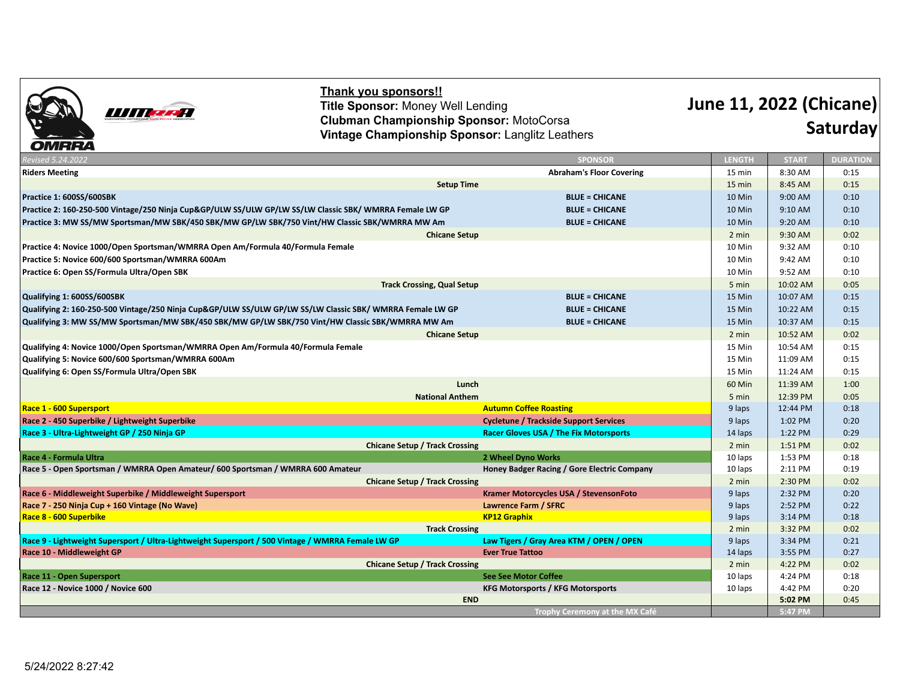**Thank you sponsors!!**
**Title Sponsor:** Money Well Lending
**Clubman Championship Sponsor:** MotoCorsa
**Vintage Championship Sponsor:** Langlitz Leathers

# June 11, 2022 (Chicane) Saturday

| *Revised 5.24.2022* | SPONSOR | LENGTH | START | DURATION |
|---|---|---|---|---|
| **Riders Meeting** | **Abraham's Floor Covering** | 15 min | 8:30 AM | 0:15 |
| **Setup Time** | | 15 min | 8:45 AM | 0:15 |
| **Practice 1: 600SS/600SBK** | **BLUE = CHICANE** | 10 Min | 9:00 AM | 0:10 |
| **Practice 2: 160-250-500 Vintage/250 Ninja Cup&GP/ULW SS/ULW GP/LW SS/LW Classic SBK/ WMRRA Female LW GP** | **BLUE = CHICANE** | 10 Min | 9:10 AM | 0:10 |
| **Practice 3: MW SS/MW Sportsman/MW SBK/450 SBK/MW GP/LW SBK/750 Vint/HW Classic SBK/WMRRA MW Am** | **BLUE = CHICANE** | 10 Min | 9:20 AM | 0:10 |
| **Chicane Setup** | | 2 min | 9:30 AM | 0:02 |
| **Practice 4: Novice 1000/Open Sportsman/WMRRA Open Am/Formula 40/Formula Female** | | 10 Min | 9:32 AM | 0:10 |
| **Practice 5: Novice 600/600 Sportsman/WMRRA 600Am** | | 10 Min | 9:42 AM | 0:10 |
| **Practice 6: Open SS/Formula Ultra/Open SBK** | | 10 Min | 9:52 AM | 0:10 |
| **Track Crossing, Qual Setup** | | 5 min | 10:02 AM | 0:05 |
| **Qualifying 1: 600SS/600SBK** | **BLUE = CHICANE** | 15 Min | 10:07 AM | 0:15 |
| **Qualifying 2: 160-250-500 Vintage/250 Ninja Cup&GP/ULW SS/ULW GP/LW SS/LW Classic SBK/ WMRRA Female LW GP** | **BLUE = CHICANE** | 15 Min | 10:22 AM | 0:15 |
| **Qualifying 3: MW SS/MW Sportsman/MW SBK/450 SBK/MW GP/LW SBK/750 Vint/HW Classic SBK/WMRRA MW Am** | **BLUE = CHICANE** | 15 Min | 10:37 AM | 0:15 |
| **Chicane Setup** | | 2 min | 10:52 AM | 0:02 |
| **Qualifying 4: Novice 1000/Open Sportsman/WMRRA Open Am/Formula 40/Formula Female** | | 15 Min | 10:54 AM | 0:15 |
| **Qualifying 5: Novice 600/600 Sportsman/WMRRA 600Am** | | 15 Min | 11:09 AM | 0:15 |
| **Qualifying 6: Open SS/Formula Ultra/Open SBK** | | 15 Min | 11:24 AM | 0:15 |
| **Lunch** | | 60 Min | 11:39 AM | 1:00 |
| **National Anthem** | | 5 min | 12:39 PM | 0:05 |
| **Race 1 - 600 Supersport** | **Autumn Coffee Roasting** | 9 laps | 12:44 PM | 0:18 |
| **Race 2 - 450 Superbike / Lightweight Superbike** | **Cycletune / Trackside Support Services** | 9 laps | 1:02 PM | 0:20 |
| **Race 3 - Ultra-Lightweight GP / 250 Ninja GP** | **Racer Gloves USA / The Fix Motorsports** | 14 laps | 1:22 PM | 0:29 |
| **Chicane Setup / Track Crossing** | | 2 min | 1:51 PM | 0:02 |
| **Race 4 - Formula Ultra** | **2 Wheel Dyno Works** | 10 laps | 1:53 PM | 0:18 |
| **Race 5 - Open Sportsman / WMRRA Open Amateur/ 600 Sportsman / WMRRA 600 Amateur** | **Honey Badger Racing / Gore Electric Company** | 10 laps | 2:11 PM | 0:19 |
| **Chicane Setup / Track Crossing** | | 2 min | 2:30 PM | 0:02 |
| **Race 6 - Middleweight Superbike / Middleweight Supersport** | **Kramer Motorcycles USA / StevensonFoto** | 9 laps | 2:32 PM | 0:20 |
| **Race 7 - 250 Ninja Cup + 160 Vintage (No Wave)** | **Lawrence Farm / SFRC** | 9 laps | 2:52 PM | 0:22 |
| **Race 8 - 600 Superbike** | **KP12 Graphix** | 9 laps | 3:14 PM | 0:18 |
| **Track Crossing** | | 2 min | 3:32 PM | 0:02 |
| **Race 9 - Lightweight Supersport / Ultra-Lightweight Supersport / 500 Vintage / WMRRA Female LW GP** | **Law Tigers / Gray Area KTM / OPEN / OPEN** | 9 laps | 3:34 PM | 0:21 |
| **Race 10 - Middleweight GP** | **Ever True Tattoo** | 14 laps | 3:55 PM | 0:27 |
| **Chicane Setup / Track Crossing** | | 2 min | 4:22 PM | 0:02 |
| **Race 11 - Open Supersport** | **See See Motor Coffee** | 10 laps | 4:24 PM | 0:18 |
| **Race 12 - Novice 1000 / Novice 600** | **KFG Motorsports / KFG Motorsports** | 10 laps | 4:42 PM | 0:20 |
| **END** | | | **5:02 PM** | 0:45 |
| | **Trophy Ceremony at the MX Café** | | **5:47 PM** | |

5/24/2022 8:27:42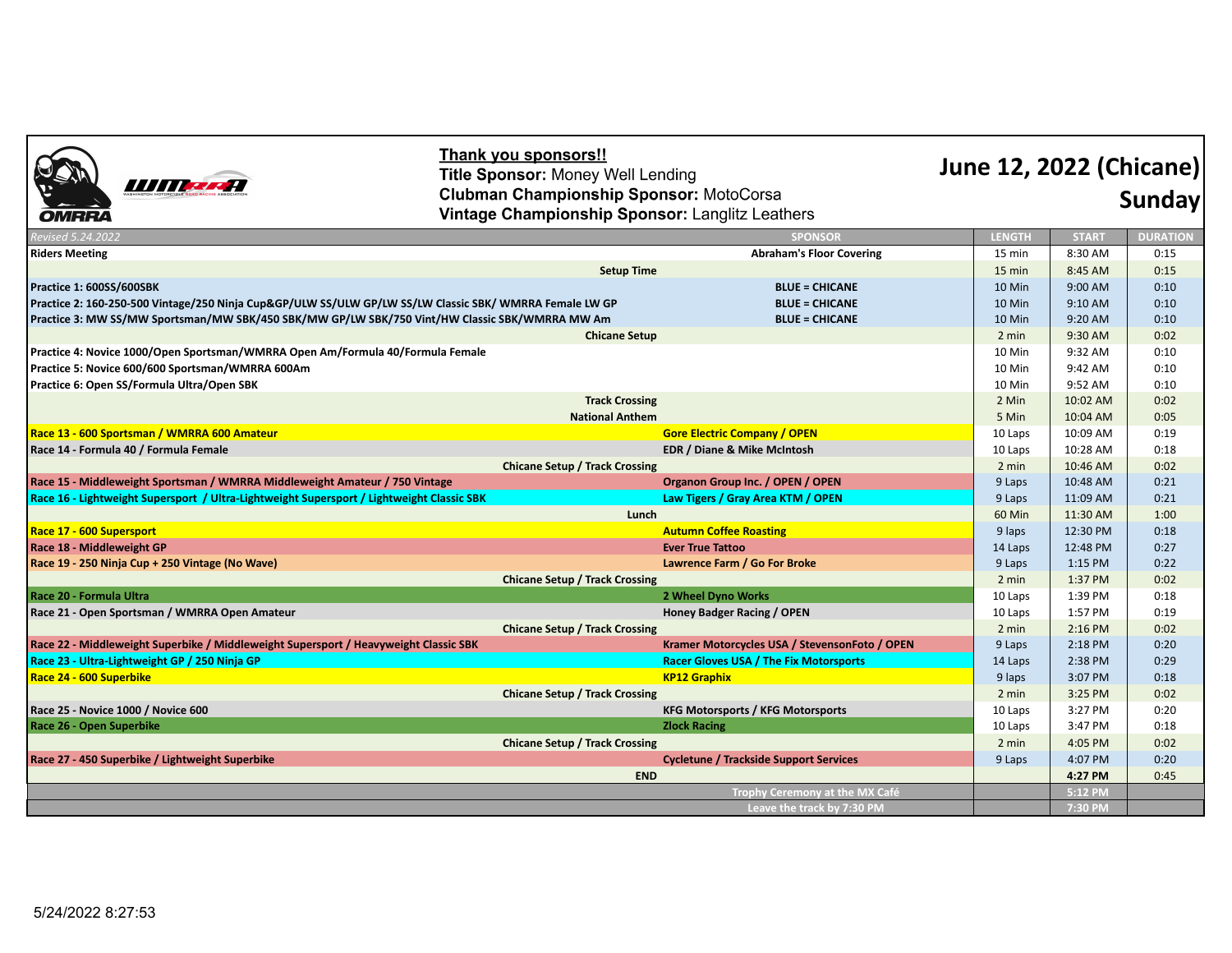**Thank you sponsors!!**
**Title Sponsor:** Money Well Lending
**Clubman Championship Sponsor:** MotoCorsa
**Vintage Championship Sponsor:** Langlitz Leathers

# June 12, 2022 (Chicane) Sunday

| *Revised 5.24.2022* | SPONSOR | LENGTH | START | DURATION |
|---|---|---|---|---|
| **Riders Meeting** | **Abraham's Floor Covering** | 15 min | 8:30 AM | 0:15 |
| **Setup Time** | | 15 min | 8:45 AM | 0:15 |
| **Practice 1: 600SS/600SBK** | **BLUE = CHICANE** | 10 Min | 9:00 AM | 0:10 |
| **Practice 2: 160-250-500 Vintage/250 Ninja Cup&GP/ULW SS/ULW GP/LW SS/LW Classic SBK/ WMRRA Female LW GP** | **BLUE = CHICANE** | 10 Min | 9:10 AM | 0:10 |
| **Practice 3: MW SS/MW Sportsman/MW SBK/450 SBK/MW GP/LW SBK/750 Vint/HW Classic SBK/WMRRA MW Am** | **BLUE = CHICANE** | 10 Min | 9:20 AM | 0:10 |
| **Chicane Setup** | | 2 min | 9:30 AM | 0:02 |
| **Practice 4: Novice 1000/Open Sportsman/WMRRA Open Am/Formula 40/Formula Female** | | 10 Min | 9:32 AM | 0:10 |
| **Practice 5: Novice 600/600 Sportsman/WMRRA 600Am** | | 10 Min | 9:42 AM | 0:10 |
| **Practice 6: Open SS/Formula Ultra/Open SBK** | | 10 Min | 9:52 AM | 0:10 |
| **Track Crossing** | | 2 Min | 10:02 AM | 0:02 |
| **National Anthem** | | 5 Min | 10:04 AM | 0:05 |
| **Race 13 - 600 Sportsman / WMRRA 600 Amateur** | **Gore Electric Company / OPEN** | 10 Laps | 10:09 AM | 0:19 |
| **Race 14 - Formula 40 / Formula Female** | **EDR / Diane & Mike McIntosh** | 10 Laps | 10:28 AM | 0:18 |
| **Chicane Setup / Track Crossing** | | 2 min | 10:46 AM | 0:02 |
| **Race 15 - Middleweight Sportsman / WMRRA Middleweight Amateur / 750 Vintage** | **Organon Group Inc. / OPEN / OPEN** | 9 Laps | 10:48 AM | 0:21 |
| **Race 16 - Lightweight Supersport / Ultra-Lightweight Supersport / Lightweight Classic SBK** | **Law Tigers / Gray Area KTM / OPEN** | 9 Laps | 11:09 AM | 0:21 |
| **Lunch** | | 60 Min | 11:30 AM | 1:00 |
| **Race 17 - 600 Supersport** | **Autumn Coffee Roasting** | 9 laps | 12:30 PM | 0:18 |
| **Race 18 - Middleweight GP** | **Ever True Tattoo** | 14 Laps | 12:48 PM | 0:27 |
| **Race 19 - 250 Ninja Cup + 250 Vintage (No Wave)** | **Lawrence Farm / Go For Broke** | 9 Laps | 1:15 PM | 0:22 |
| **Chicane Setup / Track Crossing** | | 2 min | 1:37 PM | 0:02 |
| **Race 20 - Formula Ultra** | **2 Wheel Dyno Works** | 10 Laps | 1:39 PM | 0:18 |
| **Race 21 - Open Sportsman / WMRRA Open Amateur** | **Honey Badger Racing / OPEN** | 10 Laps | 1:57 PM | 0:19 |
| **Chicane Setup / Track Crossing** | | 2 min | 2:16 PM | 0:02 |
| **Race 22 - Middleweight Superbike / Middleweight Supersport / Heavyweight Classic SBK** | **Kramer Motorcycles USA / StevensonFoto / OPEN** | 9 Laps | 2:18 PM | 0:20 |
| **Race 23 - Ultra-Lightweight GP / 250 Ninja GP** | **Racer Gloves USA / The Fix Motorsports** | 14 Laps | 2:38 PM | 0:29 |
| **Race 24 - 600 Superbike** | **KP12 Graphix** | 9 laps | 3:07 PM | 0:18 |
| **Chicane Setup / Track Crossing** | | 2 min | 3:25 PM | 0:02 |
| **Race 25 - Novice 1000 / Novice 600** | **KFG Motorsports / KFG Motorsports** | 10 Laps | 3:27 PM | 0:20 |
| **Race 26 - Open Superbike** | **Zlock Racing** | 10 Laps | 3:47 PM | 0:18 |
| **Chicane Setup / Track Crossing** | | 2 min | 4:05 PM | 0:02 |
| **Race 27 - 450 Superbike / Lightweight Superbike** | **Cycletune / Trackside Support Services** | 9 Laps | 4:07 PM | 0:20 |
| **END** | | | **4:27 PM** | 0:45 |
| | **Trophy Ceremony at the MX Café** | | **5:12 PM** | |
| | **Leave the track by 7:30 PM** | | **7:30 PM** | |

5/24/2022 8:27:53